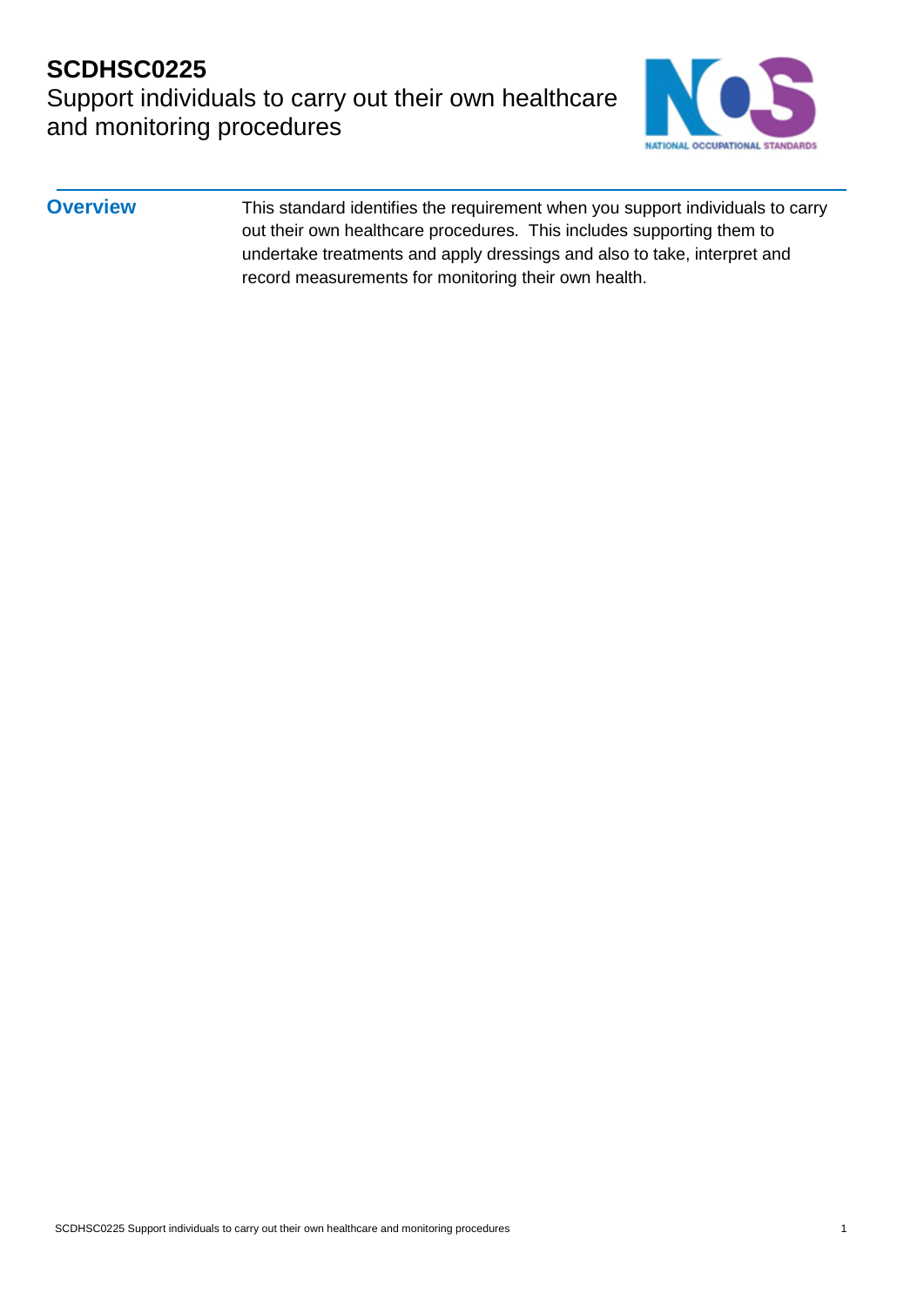# SCDHSC0225

## Support individuals to carry out their own healthcare and monitoring procedures

**Overview**

This standard identifies the requirement when you support individuals to carry out their own healthcare procedures. This includes supporting them to undertake treatments and apply dressings and also to take, interpret and record measurements for monitoring their own health.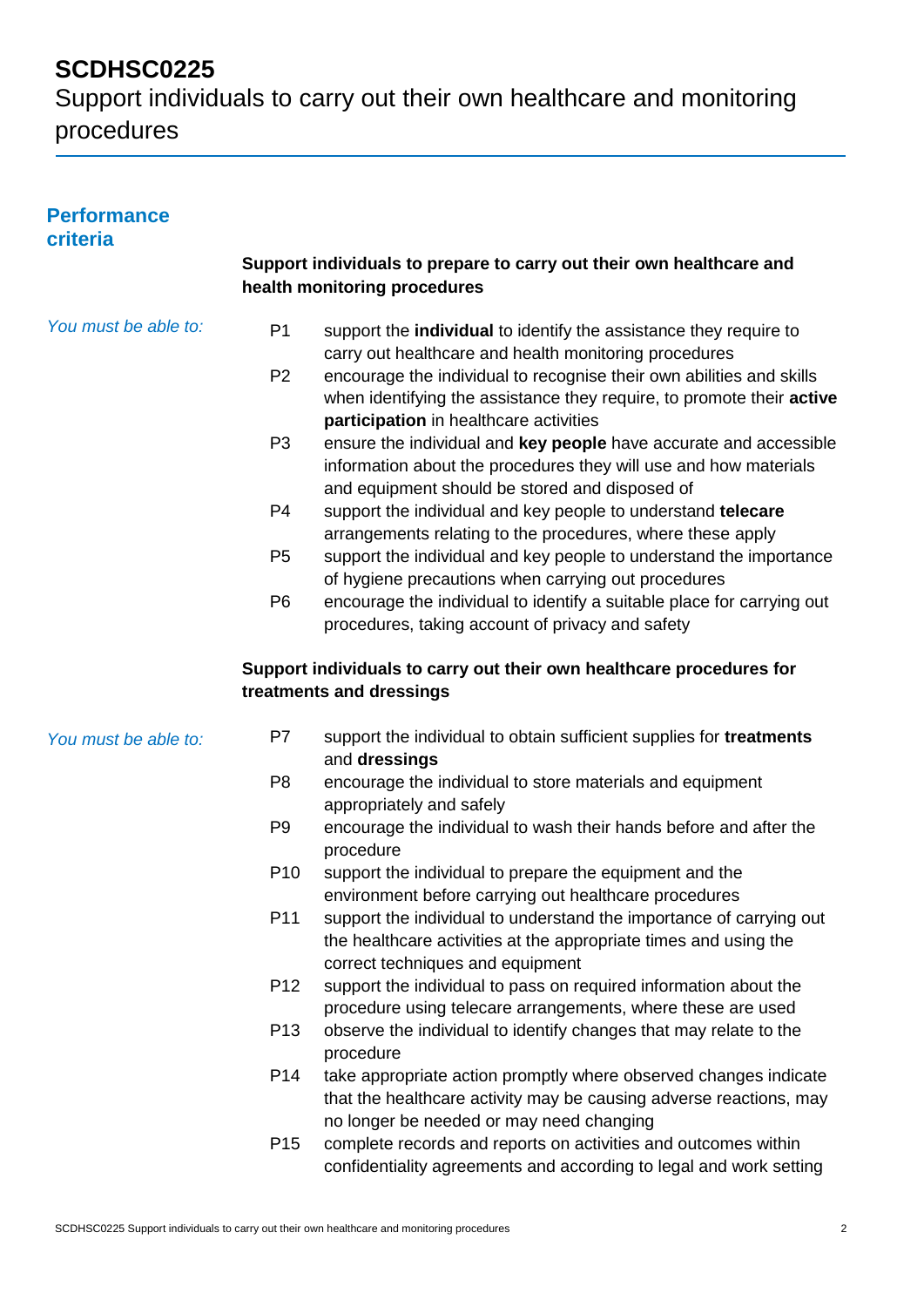# SCDHSC0225
Support individuals to carry out their own healthcare and monitoring procedures

## Performance criteria

### Support individuals to prepare to carry out their own healthcare and health monitoring procedures

*You must be able to:*

- P1 support the **individual** to identify the assistance they require to carry out healthcare and health monitoring procedures
- P2 encourage the individual to recognise their own abilities and skills when identifying the assistance they require, to promote their **active participation** in healthcare activities
- P3 ensure the individual and **key people** have accurate and accessible information about the procedures they will use and how materials and equipment should be stored and disposed of
- P4 support the individual and key people to understand **telecare** arrangements relating to the procedures, where these apply
- P5 support the individual and key people to understand the importance of hygiene precautions when carrying out procedures
- P6 encourage the individual to identify a suitable place for carrying out procedures, taking account of privacy and safety

### Support individuals to carry out their own healthcare procedures for treatments and dressings

*You must be able to:*

- P7 support the individual to obtain sufficient supplies for **treatments** and **dressings**
- P8 encourage the individual to store materials and equipment appropriately and safely
- P9 encourage the individual to wash their hands before and after the procedure
- P10 support the individual to prepare the equipment and the environment before carrying out healthcare procedures
- P11 support the individual to understand the importance of carrying out the healthcare activities at the appropriate times and using the correct techniques and equipment
- P12 support the individual to pass on required information about the procedure using telecare arrangements, where these are used
- P13 observe the individual to identify changes that may relate to the procedure
- P14 take appropriate action promptly where observed changes indicate that the healthcare activity may be causing adverse reactions, may no longer be needed or may need changing
- P15 complete records and reports on activities and outcomes within confidentiality agreements and according to legal and work setting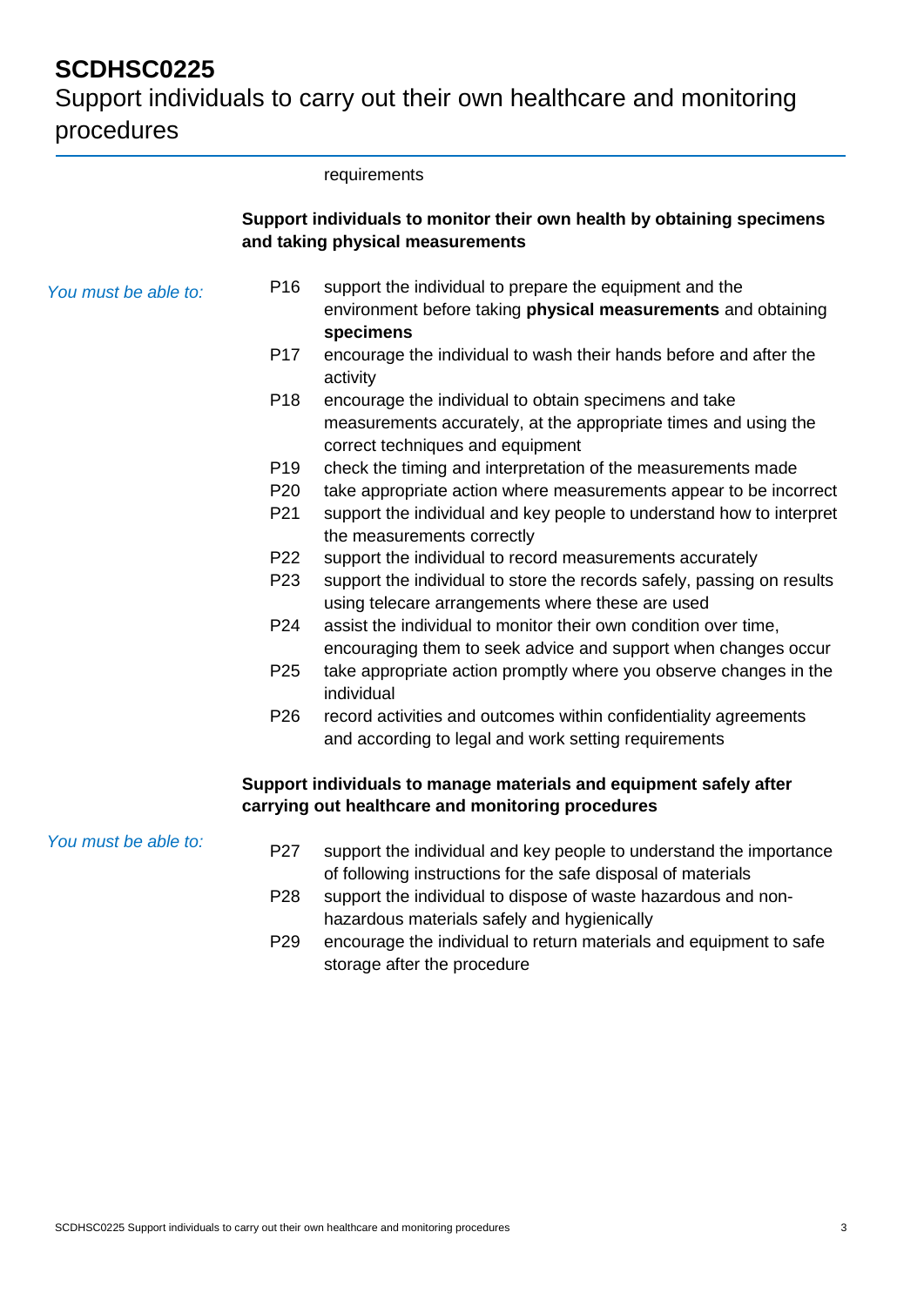requirements

**Support individuals to monitor their own health by obtaining specimens and taking physical measurements**

*You must be able to:*

P16 support the individual to prepare the equipment and the environment before taking **physical measurements** and obtaining **specimens**

P17 encourage the individual to wash their hands before and after the activity

P18 encourage the individual to obtain specimens and take measurements accurately, at the appropriate times and using the correct techniques and equipment

P19 check the timing and interpretation of the measurements made

P20 take appropriate action where measurements appear to be incorrect

P21 support the individual and key people to understand how to interpret the measurements correctly

P22 support the individual to record measurements accurately

P23 support the individual to store the records safely, passing on results using telecare arrangements where these are used

P24 assist the individual to monitor their own condition over time, encouraging them to seek advice and support when changes occur

P25 take appropriate action promptly where you observe changes in the individual

P26 record activities and outcomes within confidentiality agreements and according to legal and work setting requirements

**Support individuals to manage materials and equipment safely after carrying out healthcare and monitoring procedures**

*You must be able to:*

P27 support the individual and key people to understand the importance of following instructions for the safe disposal of materials

P28 support the individual to dispose of waste hazardous and non-hazardous materials safely and hygienically

P29 encourage the individual to return materials and equipment to safe storage after the procedure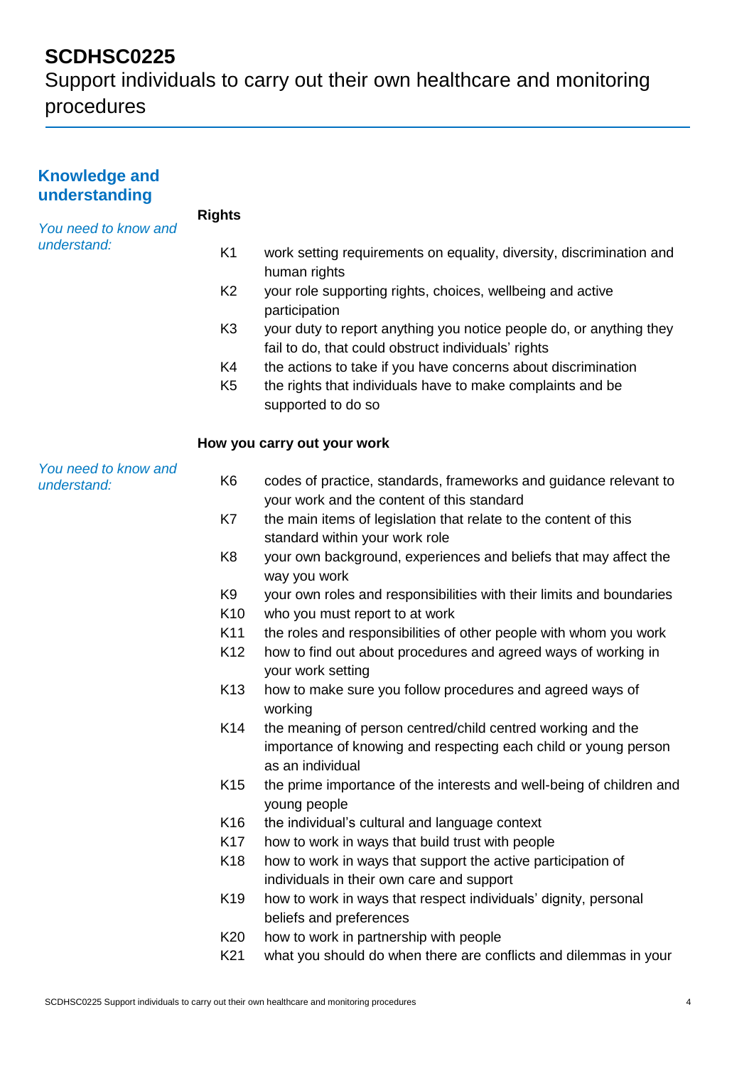# SCDHSC0225
Support individuals to carry out their own healthcare and monitoring procedures

## Knowledge and understanding

*You need to know and understand:*

### Rights

| | |
|---|---|
| K1 | work setting requirements on equality, diversity, discrimination and human rights |
| K2 | your role supporting rights, choices, wellbeing and active participation |
| K3 | your duty to report anything you notice people do, or anything they fail to do, that could obstruct individuals' rights |
| K4 | the actions to take if you have concerns about discrimination |
| K5 | the rights that individuals have to make complaints and be supported to do so |

### How you carry out your work

*You need to know and understand:*

| | |
|---|---|
| K6 | codes of practice, standards, frameworks and guidance relevant to your work and the content of this standard |
| K7 | the main items of legislation that relate to the content of this standard within your work role |
| K8 | your own background, experiences and beliefs that may affect the way you work |
| K9 | your own roles and responsibilities with their limits and boundaries |
| K10 | who you must report to at work |
| K11 | the roles and responsibilities of other people with whom you work |
| K12 | how to find out about procedures and agreed ways of working in your work setting |
| K13 | how to make sure you follow procedures and agreed ways of working |
| K14 | the meaning of person centred/child centred working and the importance of knowing and respecting each child or young person as an individual |
| K15 | the prime importance of the interests and well-being of children and young people |
| K16 | the individual's cultural and language context |
| K17 | how to work in ways that build trust with people |
| K18 | how to work in ways that support the active participation of individuals in their own care and support |
| K19 | how to work in ways that respect individuals' dignity, personal beliefs and preferences |
| K20 | how to work in partnership with people |
| K21 | what you should do when there are conflicts and dilemmas in your |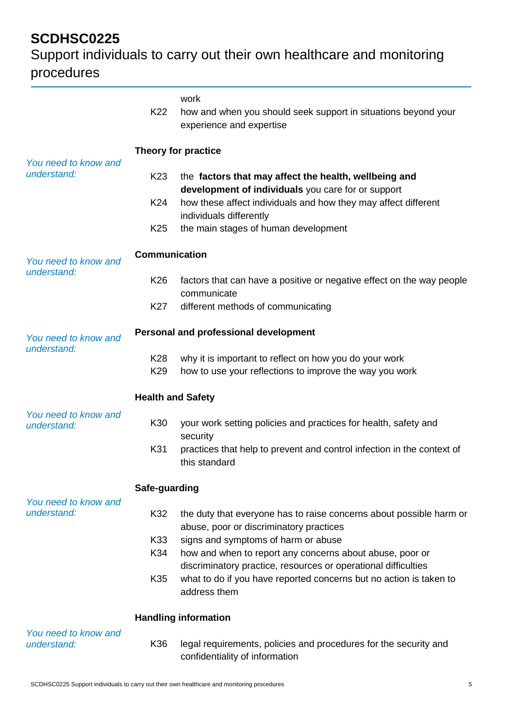work

K22 how and when you should seek support in situations beyond your experience and expertise

**Theory for practice**

*You need to know and understand:*

K23 the **factors that may affect the health, wellbeing and development of individuals** you care for or support

K24 how these affect individuals and how they may affect different individuals differently

K25 the main stages of human development

**Communication**

*You need to know and understand:*

K26 factors that can have a positive or negative effect on the way people communicate

K27 different methods of communicating

**Personal and professional development**

*You need to know and understand:*

K28 why it is important to reflect on how you do your work

K29 how to use your reflections to improve the way you work

**Health and Safety**

*You need to know and understand:*

K30 your work setting policies and practices for health, safety and security

K31 practices that help to prevent and control infection in the context of this standard

**Safe-guarding**

*You need to know and understand:*

K32 the duty that everyone has to raise concerns about possible harm or abuse, poor or discriminatory practices

K33 signs and symptoms of harm or abuse

K34 how and when to report any concerns about abuse, poor or discriminatory practice, resources or operational difficulties

K35 what to do if you have reported concerns but no action is taken to address them

**Handling information**

*You need to know and understand:*

K36 legal requirements, policies and procedures for the security and confidentiality of information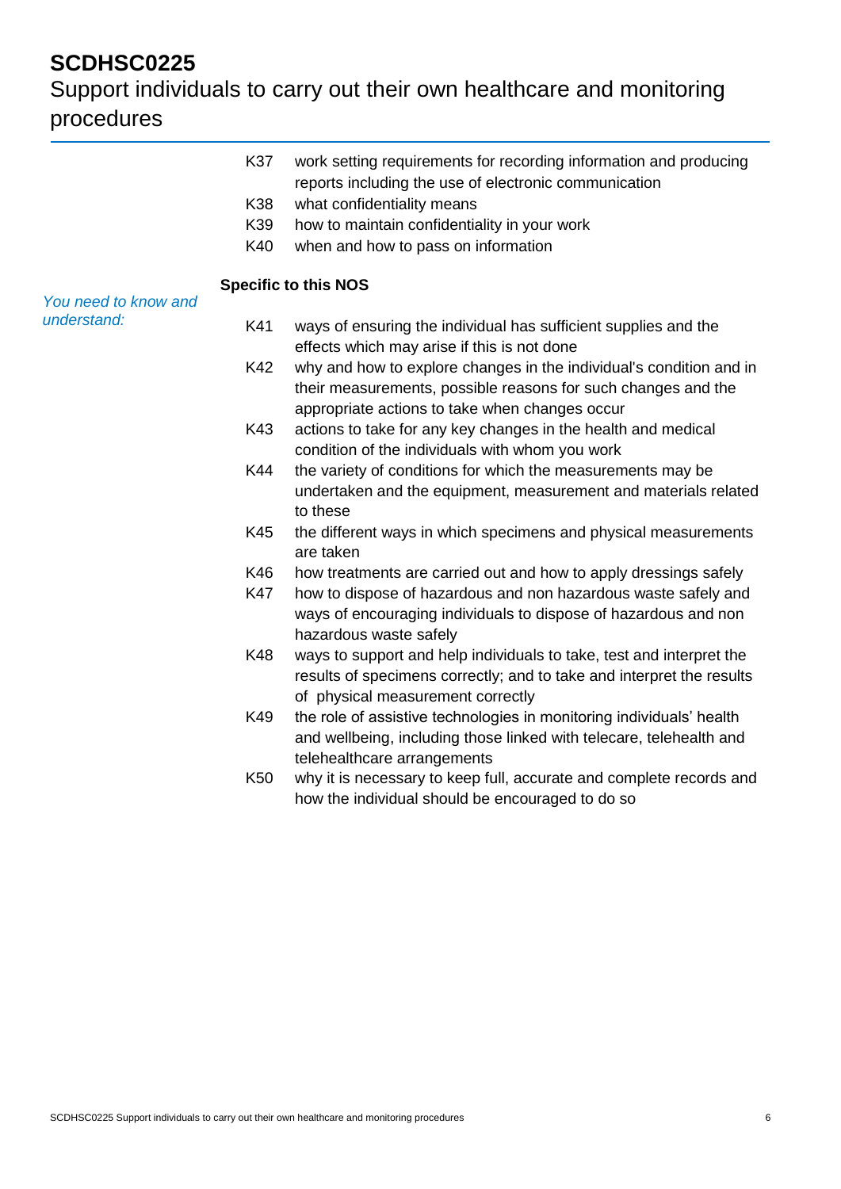K37 work setting requirements for recording information and producing reports including the use of electronic communication

K38 what confidentiality means

K39 how to maintain confidentiality in your work

K40 when and how to pass on information

**Specific to this NOS**

*You need to know and understand:*

K41 ways of ensuring the individual has sufficient supplies and the effects which may arise if this is not done

K42 why and how to explore changes in the individual's condition and in their measurements, possible reasons for such changes and the appropriate actions to take when changes occur

K43 actions to take for any key changes in the health and medical condition of the individuals with whom you work

K44 the variety of conditions for which the measurements may be undertaken and the equipment, measurement and materials related to these

K45 the different ways in which specimens and physical measurements are taken

K46 how treatments are carried out and how to apply dressings safely

K47 how to dispose of hazardous and non hazardous waste safely and ways of encouraging individuals to dispose of hazardous and non hazardous waste safely

K48 ways to support and help individuals to take, test and interpret the results of specimens correctly; and to take and interpret the results of physical measurement correctly

K49 the role of assistive technologies in monitoring individuals' health and wellbeing, including those linked with telecare, telehealth and telehealthcare arrangements

K50 why it is necessary to keep full, accurate and complete records and how the individual should be encouraged to do so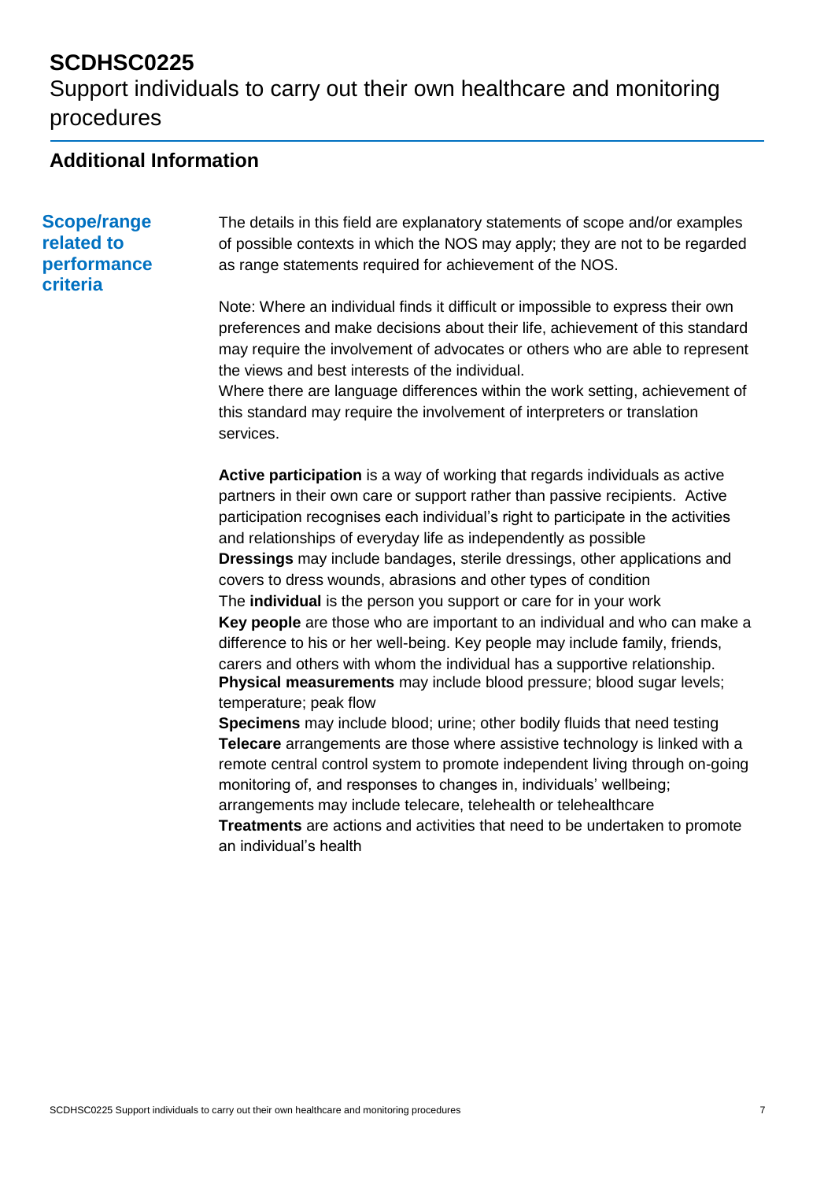# SCDHSC0225

Support individuals to carry out their own healthcare and monitoring procedures

## Additional Information

### Scope/range related to performance criteria

The details in this field are explanatory statements of scope and/or examples of possible contexts in which the NOS may apply; they are not to be regarded as range statements required for achievement of the NOS.

Note: Where an individual finds it difficult or impossible to express their own preferences and make decisions about their life, achievement of this standard may require the involvement of advocates or others who are able to represent the views and best interests of the individual.
Where there are language differences within the work setting, achievement of this standard may require the involvement of interpreters or translation services.

**Active participation** is a way of working that regards individuals as active partners in their own care or support rather than passive recipients. Active participation recognises each individual's right to participate in the activities and relationships of everyday life as independently as possible
**Dressings** may include bandages, sterile dressings, other applications and covers to dress wounds, abrasions and other types of condition
The **individual** is the person you support or care for in your work
**Key people** are those who are important to an individual and who can make a difference to his or her well-being. Key people may include family, friends, carers and others with whom the individual has a supportive relationship.
**Physical measurements** may include blood pressure; blood sugar levels; temperature; peak flow
**Specimens** may include blood; urine; other bodily fluids that need testing
**Telecare** arrangements are those where assistive technology is linked with a remote central control system to promote independent living through on-going monitoring of, and responses to changes in, individuals' wellbeing; arrangements may include telecare, telehealth or telehealthcare
**Treatments** are actions and activities that need to be undertaken to promote an individual's health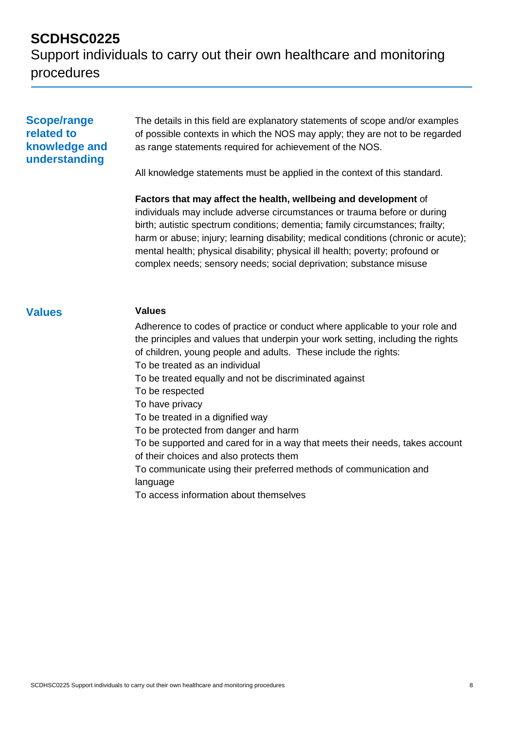## Scope/range related to knowledge and understanding

The details in this field are explanatory statements of scope and/or examples of possible contexts in which the NOS may apply; they are not to be regarded as range statements required for achievement of the NOS.

All knowledge statements must be applied in the context of this standard.

**Factors that may affect the health, wellbeing and development** of individuals may include adverse circumstances or trauma before or during birth; autistic spectrum conditions; dementia; family circumstances; frailty; harm or abuse; injury; learning disability; medical conditions (chronic or acute); mental health; physical disability; physical ill health; poverty; profound or complex needs; sensory needs; social deprivation; substance misuse

## Values

**Values**

Adherence to codes of practice or conduct where applicable to your role and the principles and values that underpin your work setting, including the rights of children, young people and adults. These include the rights:

To be treated as an individual  
To be treated equally and not be discriminated against  
To be respected  
To have privacy  
To be treated in a dignified way  
To be protected from danger and harm  
To be supported and cared for in a way that meets their needs, takes account of their choices and also protects them  
To communicate using their preferred methods of communication and language  
To access information about themselves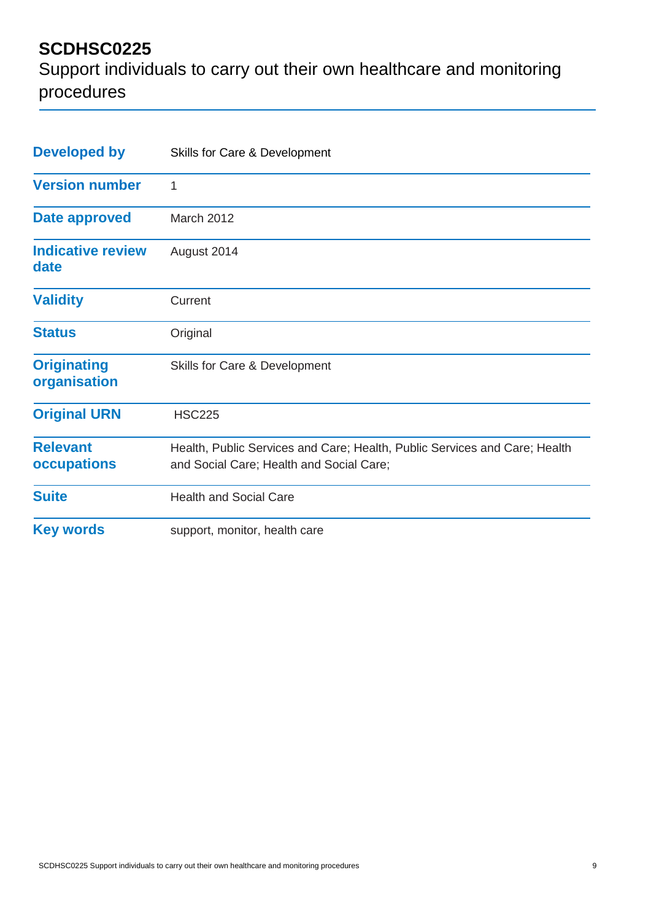# SCDHSC0225

Support individuals to carry out their own healthcare and monitoring procedures

| | |
|---|---|
| **Developed by** | Skills for Care & Development |
| **Version number** | 1 |
| **Date approved** | March 2012 |
| **Indicative review date** | August 2014 |
| **Validity** | Current |
| **Status** | Original |
| **Originating organisation** | Skills for Care & Development |
| **Original URN** | HSC225 |
| **Relevant occupations** | Health, Public Services and Care; Health, Public Services and Care; Health and Social Care; Health and Social Care; |
| **Suite** | Health and Social Care |
| **Key words** | support, monitor, health care |